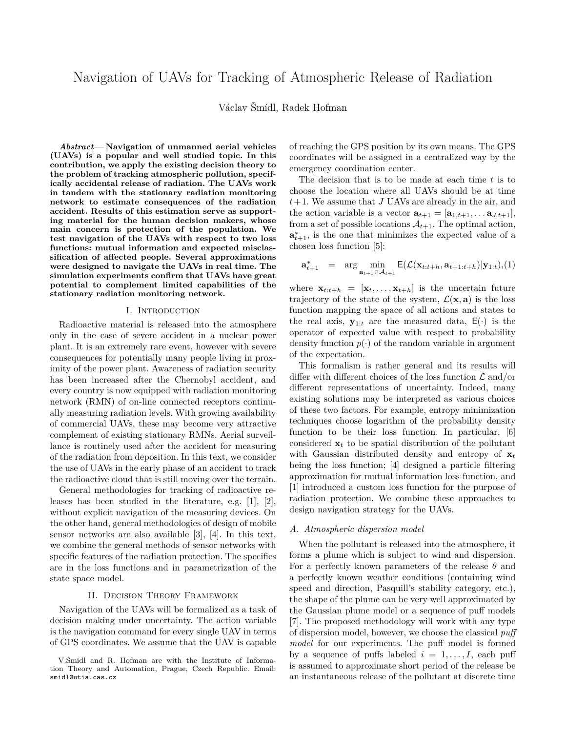# Navigation of UAVs for Tracking of Atmospheric Release of Radiation

Václav Šmídl, Radek Hofman

***Abstract*— Navigation of unmanned aerial vehicles (UAVs) is a popular and well studied topic. In this contribution, we apply the existing decision theory to the problem of tracking atmospheric pollution, specifically accidental release of radiation. The UAVs work in tandem with the stationary radiation monitoring network to estimate consequences of the radiation accident. Results of this estimation serve as supporting material for the human decision makers, whose main concern is protection of the population. We test navigation of the UAVs with respect to two loss functions: mutual information and expected misclassification of affected people. Several approximations were designed to navigate the UAVs in real time. The simulation experiments confirm that UAVs have great potential to complement limited capabilities of the stationary radiation monitoring network.**

## I. Introduction

Radioactive material is released into the atmosphere only in the case of severe accident in a nuclear power plant. It is an extremely rare event, however with severe consequences for potentially many people living in proximity of the power plant. Awareness of radiation security has been increased after the Chernobyl accident, and every country is now equipped with radiation monitoring network (RMN) of on-line connected receptors continually measuring radiation levels. With growing availability of commercial UAVs, these may become very attractive complement of existing stationary RMNs. Aerial surveillance is routinely used after the accident for measuring of the radiation from deposition. In this text, we consider the use of UAVs in the early phase of an accident to track the radioactive cloud that is still moving over the terrain.

General methodologies for tracking of radioactive releases has been studied in the literature, e.g. [1], [2], without explicit navigation of the measuring devices. On the other hand, general methodologies of design of mobile sensor networks are also available [3], [4]. In this text, we combine the general methods of sensor networks with specific features of the radiation protection. The specifics are in the loss functions and in parametrization of the state space model.

## II. Decision Theory Framework

Navigation of the UAVs will be formalized as a task of decision making under uncertainty. The action variable is the navigation command for every single UAV in terms of GPS coordinates. We assume that the UAV is capable of reaching the GPS position by its own means. The GPS coordinates will be assigned in a centralized way by the emergency coordination center.

The decision that is to be made at each time $t$ is to choose the location where all UAVs should be at time $t+1$. We assume that $J$ UAVs are already in the air, and the action variable is a vector $\mathbf{a}_{t+1} = [\mathbf{a}_{1,t+1}, \ldots \mathbf{a}_{J,t+1}]$, from a set of possible locations $\mathcal{A}_{t+1}$. The optimal action, $\mathbf{a}^*_{t+1}$, is the one that minimizes the expected value of a chosen loss function [5]:

$$\mathbf{a}^*_{t+1} = \arg \min_{\mathbf{a}_{t+1} \in \mathcal{A}_{t+1}} \mathsf{E}(\mathcal{L}(\mathbf{x}_{t:t+h}, \mathbf{a}_{t+1:t+h})|\mathbf{y}_{1:t}), \quad (1)$$

where $\mathbf{x}_{t:t+h} = [\mathbf{x}_t, \ldots, \mathbf{x}_{t+h}]$ is the uncertain future trajectory of the state of the system, $\mathcal{L}(\mathbf{x}, \mathbf{a})$ is the loss function mapping the space of all actions and states to the real axis, $\mathbf{y}_{1:t}$ are the measured data, $\mathsf{E}(\cdot)$ is the operator of expected value with respect to probability density function $p(\cdot)$ of the random variable in argument of the expectation.

This formalism is rather general and its results will differ with different choices of the loss function $\mathcal{L}$ and/or different representations of uncertainty. Indeed, many existing solutions may be interpreted as various choices of these two factors. For example, entropy minimization techniques choose logarithm of the probability density function to be their loss function. In particular, [6] considered $\mathbf{x}_t$ to be spatial distribution of the pollutant with Gaussian distributed density and entropy of $\mathbf{x}_t$ being the loss function; [4] designed a particle filtering approximation for mutual information loss function, and [1] introduced a custom loss function for the purpose of radiation protection. We combine these approaches to design navigation strategy for the UAVs.

### A. Atmospheric dispersion model

When the pollutant is released into the atmosphere, it forms a plume which is subject to wind and dispersion. For a perfectly known parameters of the release $\theta$ and a perfectly known weather conditions (containing wind speed and direction, Pasquill's stability category, etc.), the shape of the plume can be very well approximated by the Gaussian plume model or a sequence of puff models [7]. The proposed methodology will work with any type of dispersion model, however, we choose the classical *puff model* for our experiments. The puff model is formed by a sequence of puffs labeled $i = 1, \ldots, I$, each puff is assumed to approximate short period of the release be an instantaneous release of the pollutant at discrete time

V.Smidl and R. Hofman are with the Institute of Information Theory and Automation, Prague, Czech Republic. Email: smidl@utia.cas.cz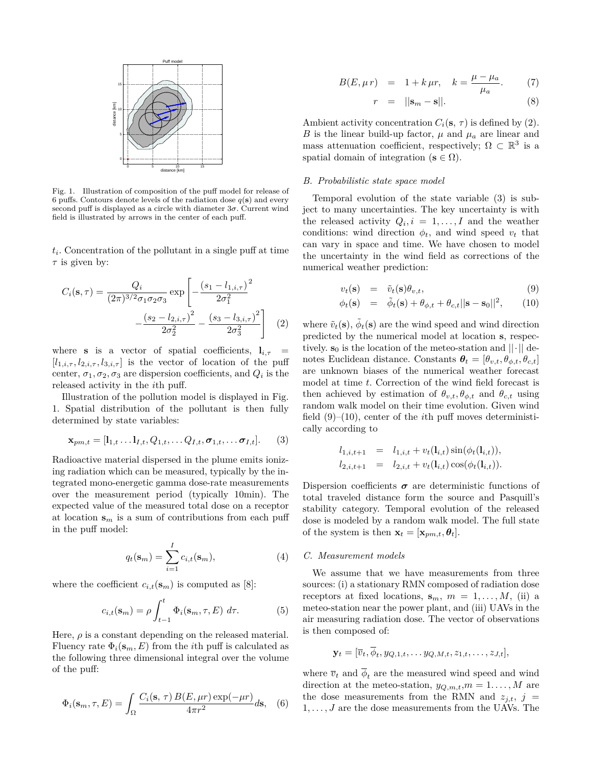Fig. 1. Illustration of composition of the puff model for release of 6 puffs. Contours denote levels of the radiation dose $q(\mathbf{s})$ and every second puff is displayed as a circle with diameter $3\sigma$. Current wind field is illustrated by arrows in the center of each puff.

$t_i$. Concentration of the pollutant in a single puff at time $\tau$ is given by:

$$C_i(\mathbf{s},\tau) = \frac{Q_i}{(2\pi)^{3/2}\sigma_1\sigma_2\sigma_3}\exp\left[-\frac{(s_1 - l_{1,i,\tau})^2}{2\sigma_1^2} - \frac{(s_2 - l_{2,i,\tau})^2}{2\sigma_2^2} - \frac{(s_3 - l_{3,i,\tau})^2}{2\sigma_3^2}\right] \quad (2)$$

where $\mathbf{s}$ is a vector of spatial coefficients, $\mathbf{l}_{i,\tau} = [l_{1,i,\tau}, l_{2,i,\tau}, l_{3,i,\tau}]$ is the vector of location of the puff center, $\sigma_1, \sigma_2, \sigma_3$ are dispersion coefficients, and $Q_i$ is the released activity in the $i$th puff.

Illustration of the pollution model is displayed in Fig. 1. Spatial distribution of the pollutant is then fully determined by state variables:

$$\mathbf{x}_{pm,t} = [\mathbf{l}_{1,t} \ldots \mathbf{l}_{I,t}, Q_{1,t}, \ldots Q_{I,t}, \boldsymbol{\sigma}_{1,t}, \ldots \boldsymbol{\sigma}_{I,t}]. \quad (3)$$

Radioactive material dispersed in the plume emits ionizing radiation which can be measured, typically by the integrated mono-energetic gamma dose-rate measurements over the measurement period (typically 10min). The expected value of the measured total dose on a receptor at location $\mathbf{s}_m$ is a sum of contributions from each puff in the puff model:

$$q_t(\mathbf{s}_m) = \sum_{i=1}^{I} c_{i,t}(\mathbf{s}_m), \quad (4)$$

where the coefficient $c_{i,t}(\mathbf{s}_m)$ is computed as [8]:

$$c_{i,t}(\mathbf{s}_m) = \rho \int_{t-1}^{t} \Phi_i(\mathbf{s}_m, \tau, E)\ d\tau. \quad (5)$$

Here, $\rho$ is a constant depending on the released material. Fluency rate $\Phi_i(\mathbf{s}_m, E)$ from the $i$th puff is calculated as the following three dimensional integral over the volume of the puff:

$$\Phi_i(\mathbf{s}_m, \tau, E) = \int_{\Omega} \frac{C_i(\mathbf{s},\ \tau)\, B(E, \mu r) \exp(-\mu r)}{4\pi r^2} d\mathbf{s}, \quad (6)$$

$$B(E, \mu\, r) = 1 + k\, \mu r, \quad k = \frac{\mu - \mu_a}{\mu_a}. \quad (7)$$

$$r = ||\mathbf{s}_m - \mathbf{s}||. \quad (8)$$

Ambient activity concentration $C_i(\mathbf{s},\ \tau)$ is defined by (2). $B$ is the linear build-up factor, $\mu$ and $\mu_a$ are linear and mass attenuation coefficient, respectively; $\Omega \subset \mathbb{R}^3$ is a spatial domain of integration ($\mathbf{s} \in \Omega$).

### B. Probabilistic state space model

Temporal evolution of the state variable (3) is subject to many uncertainties. The key uncertainty is with the released activity $Q_i, i = 1, \ldots, I$ and the weather conditions: wind direction $\phi_t$, and wind speed $v_t$ that can vary in space and time. We have chosen to model the uncertainty in the wind field as corrections of the numerical weather prediction:

$$v_t(\mathbf{s}) = \tilde{v}_t(\mathbf{s})\theta_{v,t}, \quad (9)$$

$$\phi_t(\mathbf{s}) = \tilde{\phi}_t(\mathbf{s}) + \theta_{\phi,t} + \theta_{c,t}||\mathbf{s} - \mathbf{s}_0||^2, \quad (10)$$

where $\tilde{v}_t(\mathbf{s})$, $\tilde{\phi}_t(\mathbf{s})$ are the wind speed and wind direction predicted by the numerical model at location $\mathbf{s}$, respectively. $\mathbf{s}_0$ is the location of the meteo-station and $||\cdot||$ denotes Euclidean distance. Constants $\boldsymbol{\theta}_t = [\theta_{v,t}, \theta_{\phi,t}, \theta_{c,t}]$ are unknown biases of the numerical weather forecast model at time $t$. Correction of the wind field forecast is then achieved by estimation of $\theta_{v,t}, \theta_{\phi,t}$ and $\theta_{c,t}$ using random walk model on their time evolution. Given wind field (9)–(10), center of the $i$th puff moves deterministically according to

$$l_{1,i,t+1} = l_{1,i,t} + v_t(\mathbf{l}_{i,t}) \sin(\phi_t(\mathbf{l}_{i,t})),$$

$$l_{2,i,t+1} = l_{2,i,t} + v_t(\mathbf{l}_{i,t}) \cos(\phi_t(\mathbf{l}_{i,t})).$$

Dispersion coefficients $\boldsymbol{\sigma}$ are deterministic functions of total traveled distance form the source and Pasquill's stability category. Temporal evolution of the released dose is modeled by a random walk model. The full state of the system is then $\mathbf{x}_t = [\mathbf{x}_{pm,t}, \boldsymbol{\theta}_t]$.

### C. Measurement models

We assume that we have measurements from three sources: (i) a stationary RMN composed of radiation dose receptors at fixed locations, $\mathbf{s}_m$, $m = 1, \ldots, M$, (ii) a meteo-station near the power plant, and (iii) UAVs in the air measuring radiation dose. The vector of observations is then composed of:

$$\mathbf{y}_t = [\overline{v}_t, \overline{\phi}_t, y_{Q,1,t}, \ldots y_{Q,M,t}, z_{1,t}, \ldots, z_{J,t}],$$

where $\overline{v}_t$ and $\overline{\phi}_t$ are the measured wind speed and wind direction at the meteo-station, $y_{Q,m,t}, m = 1 \ldots, M$ are the dose measurements from the RMN and $z_{j,t}$, $j = 1, \ldots, J$ are the dose measurements from the UAVs. The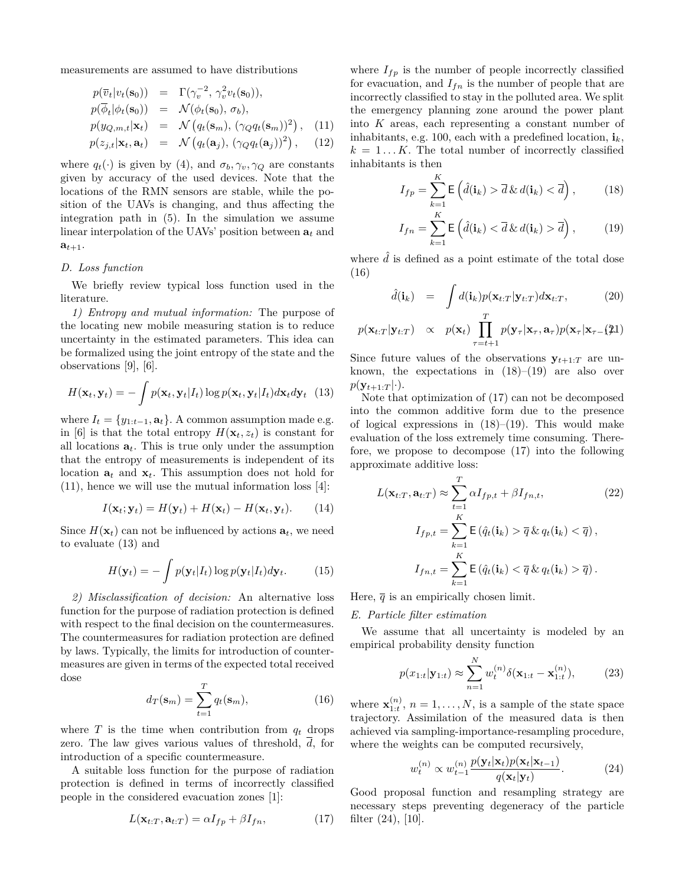measurements are assumed to have distributions

$$
\begin{aligned}
p(\overline{v}_t|v_t(\mathbf{s}_0)) &= \Gamma(\gamma_v^{-2},\, \gamma_v^2 v_t(\mathbf{s}_0)),\\
p(\overline{\phi}_t|\phi_t(\mathbf{s}_0)) &= \mathcal{N}(\phi_t(\mathbf{s}_0),\, \sigma_b),\\
p(y_{Q,m,t}|\mathbf{x}_t) &= \mathcal{N}\left(q_t(\mathbf{s}_m),\, (\gamma_Q q_t(\mathbf{s}_m))^2\right), \quad (11)\\
p(z_{j,t}|\mathbf{x}_t, \mathbf{a}_t) &= \mathcal{N}\left(q_t(\mathbf{a}_j),\, (\gamma_Q q_t(\mathbf{a}_j))^2\right), \quad (12)
\end{aligned}
$$

where $q_t(\cdot)$ is given by (4), and $\sigma_b, \gamma_v, \gamma_Q$ are constants given by accuracy of the used devices. Note that the locations of the RMN sensors are stable, while the position of the UAVs is changing, and thus affecting the integration path in (5). In the simulation we assume linear interpolation of the UAVs' position between $\mathbf{a}_t$ and $\mathbf{a}_{t+1}$.

## D. Loss function

We briefly review typical loss function used in the literature.

*1) Entropy and mutual information:* The purpose of the locating new mobile measuring station is to reduce uncertainty in the estimated parameters. This idea can be formalized using the joint entropy of the state and the observations [9], [6].

$$
H(\mathbf{x}_t, \mathbf{y}_t) = -\int p(\mathbf{x}_t, \mathbf{y}_t|I_t)\log p(\mathbf{x}_t, \mathbf{y}_t|I_t)d\mathbf{x}_t d\mathbf{y}_t \quad (13)
$$

where $I_t = \{y_{1:t-1}, \mathbf{a}_t\}$. A common assumption made e.g. in [6] is that the total entropy $H(\mathbf{x}_t, z_t)$ is constant for all locations $\mathbf{a}_t$. This is true only under the assumption that the entropy of measurements is independent of its location $\mathbf{a}_t$ and $\mathbf{x}_t$. This assumption does not hold for (11), hence we will use the mutual information loss [4]:

$$
I(\mathbf{x}_t; \mathbf{y}_t) = H(\mathbf{y}_t) + H(\mathbf{x}_t) - H(\mathbf{x}_t, \mathbf{y}_t). \quad (14)
$$

Since $H(\mathbf{x}_t)$ can not be influenced by actions $\mathbf{a}_t$, we need to evaluate (13) and

$$
H(\mathbf{y}_t) = -\int p(\mathbf{y}_t|I_t)\log p(\mathbf{y}_t|I_t)d\mathbf{y}_t. \quad (15)
$$

*2) Misclassification of decision:* An alternative loss function for the purpose of radiation protection is defined with respect to the final decision on the countermeasures. The countermeasures for radiation protection are defined by laws. Typically, the limits for introduction of countermeasures are given in terms of the expected total received dose

$$
d_T(\mathbf{s}_m) = \sum_{t=1}^{T} q_t(\mathbf{s}_m), \quad (16)
$$

where $T$ is the time when contribution from $q_t$ drops zero. The law gives various values of threshold, $\overline{d}$, for introduction of a specific countermeasure.

A suitable loss function for the purpose of radiation protection is defined in terms of incorrectly classified people in the considered evacuation zones [1]:

$$
L(\mathbf{x}_{t:T}, \mathbf{a}_{t:T}) = \alpha I_{fp} + \beta I_{fn}, \quad (17)
$$

where $I_{fp}$ is the number of people incorrectly classified for evacuation, and $I_{fn}$ is the number of people that are incorrectly classified to stay in the polluted area. We split the emergency planning zone around the power plant into $K$ areas, each representing a constant number of inhabitants, e.g. 100, each with a predefined location, $\mathbf{i}_k$, $k = 1 \dots K$. The total number of incorrectly classified inhabitants is then

$$
I_{fp} = \sum_{k=1}^{K} \mathsf{E}\left(\hat{d}(\mathbf{i}_k) > \overline{d}\, \&\, d(\mathbf{i}_k) < \overline{d}\right), \quad (18)
$$

$$
I_{fn} = \sum_{k=1}^{K} \mathsf{E}\left(\hat{d}(\mathbf{i}_k) < \overline{d}\, \&\, d(\mathbf{i}_k) > \overline{d}\right), \quad (19)
$$

where $\hat{d}$ is defined as a point estimate of the total dose (16)

$$
\hat{d}(\mathbf{i}_k) = \int d(\mathbf{i}_k) p(\mathbf{x}_{t:T}|\mathbf{y}_{t:T}) d\mathbf{x}_{t:T}, \quad (20)
$$

$$
p(\mathbf{x}_{t:T}|\mathbf{y}_{t:T}) \propto p(\mathbf{x}_t)\prod_{\tau=t+1}^{T} p(\mathbf{y}_\tau|\mathbf{x}_\tau, \mathbf{a}_\tau)p(\mathbf{x}_\tau|\mathbf{x}_{\tau-1}) \quad (21)
$$

Since future values of the observations $\mathbf{y}_{t+1:T}$ are unknown, the expectations in (18)–(19) are also over $p(\mathbf{y}_{t+1:T}|\cdot)$.

Note that optimization of (17) can not be decomposed into the common additive form due to the presence of logical expressions in (18)–(19). This would make evaluation of the loss extremely time consuming. Therefore, we propose to decompose (17) into the following approximate additive loss:

$$
L(\mathbf{x}_{t:T}, \mathbf{a}_{t:T}) \approx \sum_{t=1}^{T} \alpha I_{fp,t} + \beta I_{fn,t}, \quad (22)
$$

$$
I_{fp,t} = \sum_{k=1}^{K} \mathsf{E}\left(\hat{q}_t(\mathbf{i}_k) > \overline{q}\, \&\, q_t(\mathbf{i}_k) < \overline{q}\right),
$$

$$
I_{fn,t} = \sum_{k=1}^{K} \mathsf{E}\left(\hat{q}_t(\mathbf{i}_k) < \overline{q}\, \&\, q_t(\mathbf{i}_k) > \overline{q}\right).
$$

Here, $\overline{q}$ is an empirically chosen limit.

## E. Particle filter estimation

We assume that all uncertainty is modeled by an empirical probability density function

$$
p(x_{1:t}|\mathbf{y}_{1:t}) \approx \sum_{n=1}^{N} w_t^{(n)}\delta(\mathbf{x}_{1:t} - \mathbf{x}_{1:t}^{(n)}), \quad (23)
$$

where $\mathbf{x}_{1:t}^{(n)}$, $n = 1, \dots, N$, is a sample of the state space trajectory. Assimilation of the measured data is then achieved via sampling-importance-resampling procedure, where the weights can be computed recursively,

$$
w_t^{(n)} \propto w_{t-1}^{(n)}\frac{p(\mathbf{y}_t|\mathbf{x}_t)p(\mathbf{x}_t|\mathbf{x}_{t-1})}{q(\mathbf{x}_t|\mathbf{y}_t)}. \quad (24)
$$

Good proposal function and resampling strategy are necessary steps preventing degeneracy of the particle filter (24), [10].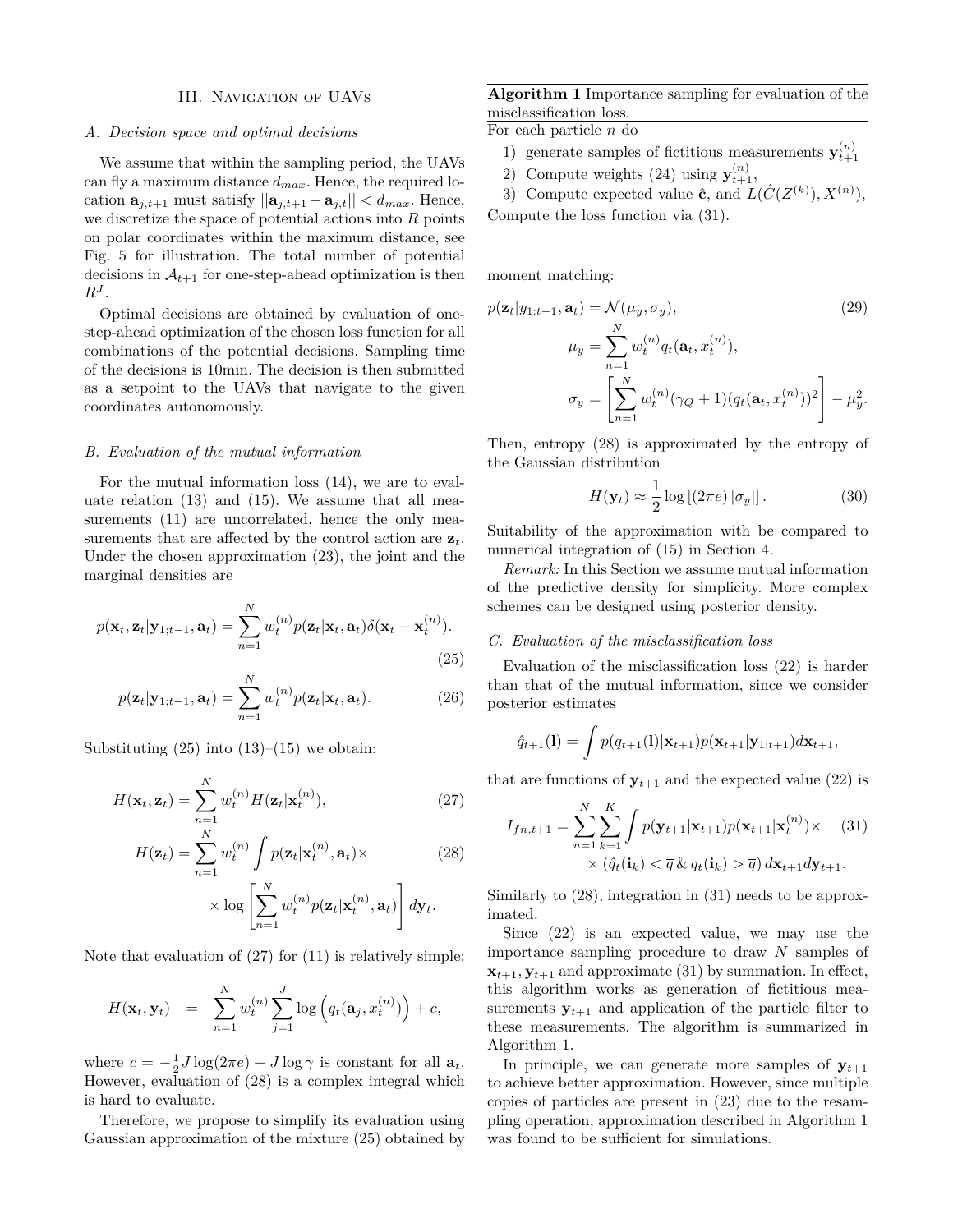## III. Navigation of UAVs

### A. Decision space and optimal decisions

We assume that within the sampling period, the UAVs can fly a maximum distance $d_{max}$. Hence, the required location $\mathbf{a}_{j,t+1}$ must satisfy $||\mathbf{a}_{j,t+1} - \mathbf{a}_{j,t}|| < d_{max}$. Hence, we discretize the space of potential actions into $R$ points on polar coordinates within the maximum distance, see Fig. 5 for illustration. The total number of potential decisions in $\mathcal{A}_{t+1}$ for one-step-ahead optimization is then $R^J$.

Optimal decisions are obtained by evaluation of one-step-ahead optimization of the chosen loss function for all combinations of the potential decisions. Sampling time of the decisions is 10min. The decision is then submitted as a setpoint to the UAVs that navigate to the given coordinates autonomously.

### B. Evaluation of the mutual information

For the mutual information loss (14), we are to evaluate relation (13) and (15). We assume that all measurements (11) are uncorrelated, hence the only measurements that are affected by the control action are $\mathbf{z}_t$. Under the chosen approximation (23), the joint and the marginal densities are

$$p(\mathbf{x}_t, \mathbf{z}_t|\mathbf{y}_{1;t-1}, \mathbf{a}_t) = \sum_{n=1}^{N} w_t^{(n)} p(\mathbf{z}_t|\mathbf{x}_t, \mathbf{a}_t)\delta(\mathbf{x}_t - \mathbf{x}_t^{(n)}). \tag{25}$$

$$p(\mathbf{z}_t|\mathbf{y}_{1;t-1}, \mathbf{a}_t) = \sum_{n=1}^{N} w_t^{(n)} p(\mathbf{z}_t|\mathbf{x}_t, \mathbf{a}_t). \tag{26}$$

Substituting (25) into (13)–(15) we obtain:

$$H(\mathbf{x}_t, \mathbf{z}_t) = \sum_{n=1}^{N} w_t^{(n)} H(\mathbf{z}_t|\mathbf{x}_t^{(n)}), \tag{27}$$

$$H(\mathbf{z}_t) = \sum_{n=1}^{N} w_t^{(n)} \int p(\mathbf{z}_t|\mathbf{x}_t^{(n)}, \mathbf{a}_t) \times \log\left[\sum_{n=1}^{N} w_t^{(n)} p(\mathbf{z}_t|\mathbf{x}_t^{(n)}, \mathbf{a}_t)\right] d\mathbf{y}_t. \tag{28}$$

Note that evaluation of (27) for (11) is relatively simple:

$$H(\mathbf{x}_t, \mathbf{y}_t) = \sum_{n=1}^{N} w_t^{(n)} \sum_{j=1}^{J} \log\left(q_t(\mathbf{a}_j, x_t^{(n)})\right) + c,$$

where $c = -\frac{1}{2} J \log(2\pi e) + J \log \gamma$ is constant for all $\mathbf{a}_t$. However, evaluation of (28) is a complex integral which is hard to evaluate.

Therefore, we propose to simplify its evaluation using Gaussian approximation of the mixture (25) obtained by moment matching:

$$p(\mathbf{z}_t|y_{1:t-1}, \mathbf{a}_t) = \mathcal{N}(\mu_y, \sigma_y), \tag{29}$$

$$\mu_y = \sum_{n=1}^{N} w_t^{(n)} q_t(\mathbf{a}_t, x_t^{(n)}),$$

$$\sigma_y = \left[\sum_{n=1}^{N} w_t^{(n)} (\gamma_Q + 1)(q_t(\mathbf{a}_t, x_t^{(n)}))^2\right] - \mu_y^2.$$

Then, entropy (28) is approximated by the entropy of the Gaussian distribution

$$H(\mathbf{y}_t) \approx \frac{1}{2} \log\left[(2\pi e)\,|\sigma_y|\right]. \tag{30}$$

Suitability of the approximation with be compared to numerical integration of (15) in Section 4.

*Remark:* In this Section we assume mutual information of the predictive density for simplicity. More complex schemes can be designed using posterior density.

### C. Evaluation of the misclassification loss

Evaluation of the misclassification loss (22) is harder than that of the mutual information, since we consider posterior estimates

$$\hat{q}_{t+1}(\mathbf{l}) = \int p(q_{t+1}(\mathbf{l})|\mathbf{x}_{t+1}) p(\mathbf{x}_{t+1}|\mathbf{y}_{1:t+1}) d\mathbf{x}_{t+1},$$

that are functions of $\mathbf{y}_{t+1}$ and the expected value (22) is

$$I_{fn,t+1} = \sum_{n=1}^{N} \sum_{k=1}^{K} \int p(\mathbf{y}_{t+1}|\mathbf{x}_{t+1}) p(\mathbf{x}_{t+1}|\mathbf{x}_t^{(n)}) \times \times (\hat{q}_t(\mathbf{i}_k) < \overline{q} \,\&\, q_t(\mathbf{i}_k) > \overline{q})\, d\mathbf{x}_{t+1} d\mathbf{y}_{t+1}. \tag{31}$$

Similarly to (28), integration in (31) needs to be approximated.

Since (22) is an expected value, we may use the importance sampling procedure to draw $N$ samples of $\mathbf{x}_{t+1}, \mathbf{y}_{t+1}$ and approximate (31) by summation. In effect, this algorithm works as generation of fictitious measurements $\mathbf{y}_{t+1}$ and application of the particle filter to these measurements. The algorithm is summarized in Algorithm 1.

In principle, we can generate more samples of $\mathbf{y}_{t+1}$ to achieve better approximation. However, since multiple copies of particles are present in (23) due to the resampling operation, approximation described in Algorithm 1 was found to be sufficient for simulations.

**Algorithm 1** Importance sampling for evaluation of the misclassification loss.

For each particle $n$ do

1) generate samples of fictitious measurements $\mathbf{y}_{t+1}^{(n)}$
2) Compute weights (24) using $\mathbf{y}_{t+1}^{(n)}$,
3) Compute expected value $\hat{\mathbf{c}}$, and $L(\hat{C}(Z^{(k)}), X^{(n)})$,

Compute the loss function via (31).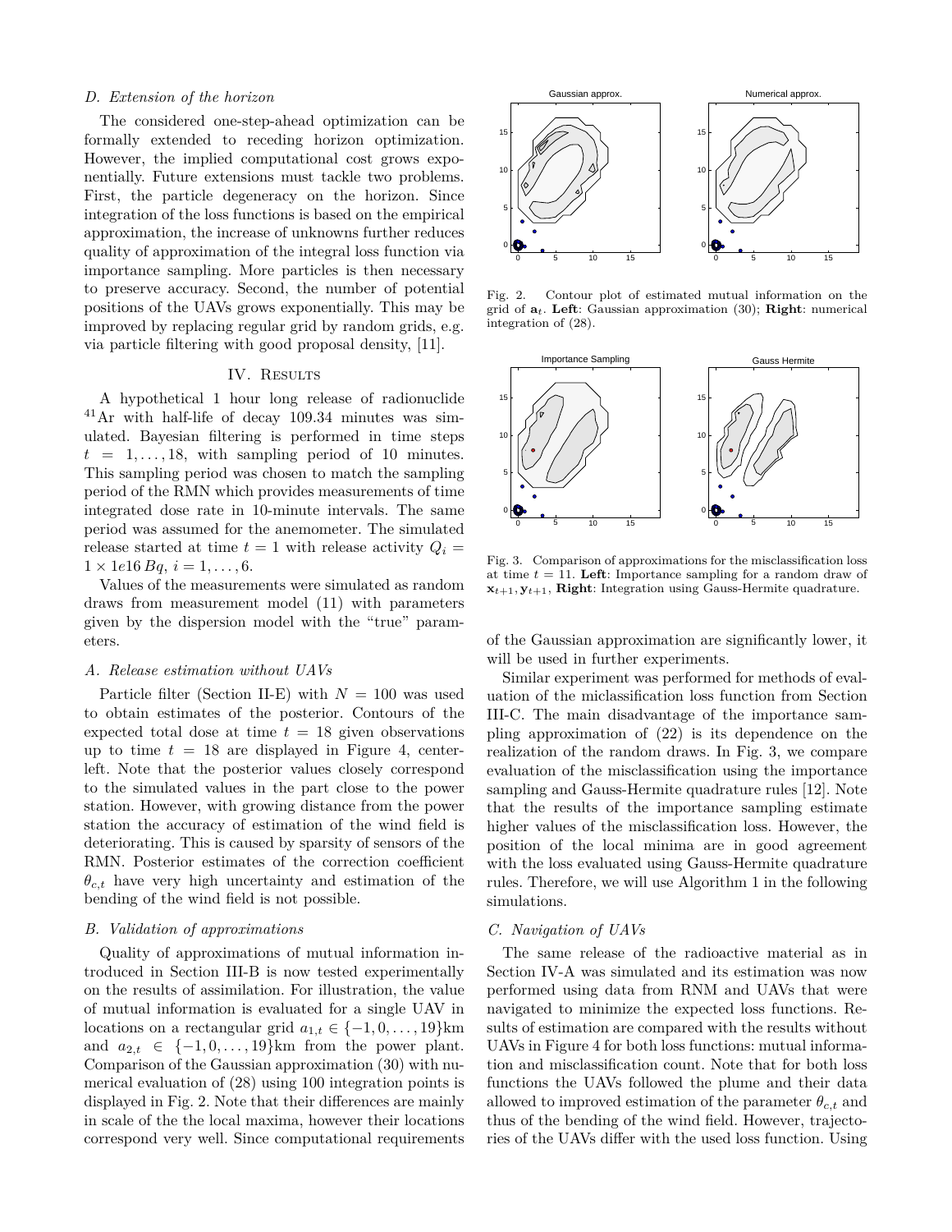### D. Extension of the horizon

The considered one-step-ahead optimization can be formally extended to receding horizon optimization. However, the implied computational cost grows exponentially. Future extensions must tackle two problems. First, the particle degeneracy on the horizon. Since integration of the loss functions is based on the empirical approximation, the increase of unknowns further reduces quality of approximation of the integral loss function via importance sampling. More particles is then necessary to preserve accuracy. Second, the number of potential positions of the UAVs grows exponentially. This may be improved by replacing regular grid by random grids, e.g. via particle filtering with good proposal density, [11].

## IV. Results

A hypothetical 1 hour long release of radionuclide $^{41}$Ar with half-life of decay 109.34 minutes was simulated. Bayesian filtering is performed in time steps $t = 1, \ldots, 18$, with sampling period of 10 minutes. This sampling period was chosen to match the sampling period of the RMN which provides measurements of time integrated dose rate in 10-minute intervals. The same period was assumed for the anemometer. The simulated release started at time $t = 1$ with release activity $Q_i = 1 \times 1e16\, Bq$, $i = 1, \ldots, 6$.

Values of the measurements were simulated as random draws from measurement model (11) with parameters given by the dispersion model with the "true" parameters.

### A. Release estimation without UAVs

Particle filter (Section II-E) with $N = 100$ was used to obtain estimates of the posterior. Contours of the expected total dose at time $t = 18$ given observations up to time $t = 18$ are displayed in Figure 4, center-left. Note that the posterior values closely correspond to the simulated values in the part close to the power station. However, with growing distance from the power station the accuracy of estimation of the wind field is deteriorating. This is caused by sparsity of sensors of the RMN. Posterior estimates of the correction coefficient $\theta_{c,t}$ have very high uncertainty and estimation of the bending of the wind field is not possible.

### B. Validation of approximations

Quality of approximations of mutual information introduced in Section III-B is now tested experimentally on the results of assimilation. For illustration, the value of mutual information is evaluated for a single UAV in locations on a rectangular grid $a_{1,t} \in \{-1, 0, \ldots, 19\}$km and $a_{2,t} \in \{-1, 0, \ldots, 19\}$km from the power plant. Comparison of the Gaussian approximation (30) with numerical evaluation of (28) using 100 integration points is displayed in Fig. 2. Note that their differences are mainly in scale of the the local maxima, however their locations correspond very well. Since computational requirements of the Gaussian approximation are significantly lower, it will be used in further experiments.

Fig. 2. Contour plot of estimated mutual information on the grid of $\mathbf{a}_t$. **Left**: Gaussian approximation (30); **Right**: numerical integration of (28).

Fig. 3. Comparison of approximations for the misclassification loss at time $t = 11$. **Left**: Importance sampling for a random draw of $\mathbf{x}_{t+1}, \mathbf{y}_{t+1}$, **Right**: Integration using Gauss-Hermite quadrature.

Similar experiment was performed for methods of evaluation of the miclassification loss function from Section III-C. The main disadvantage of the importance sampling approximation of (22) is its dependence on the realization of the random draws. In Fig. 3, we compare evaluation of the misclassification using the importance sampling and Gauss-Hermite quadrature rules [12]. Note that the results of the importance sampling estimate higher values of the misclassification loss. However, the position of the local minima are in good agreement with the loss evaluated using Gauss-Hermite quadrature rules. Therefore, we will use Algorithm 1 in the following simulations.

### C. Navigation of UAVs

The same release of the radioactive material as in Section IV-A was simulated and its estimation was now performed using data from RNM and UAVs that were navigated to minimize the expected loss functions. Results of estimation are compared with the results without UAVs in Figure 4 for both loss functions: mutual information and misclassification count. Note that for both loss functions the UAVs followed the plume and their data allowed to improved estimation of the parameter $\theta_{c,t}$ and thus of the bending of the wind field. However, trajectories of the UAVs differ with the used loss function. Using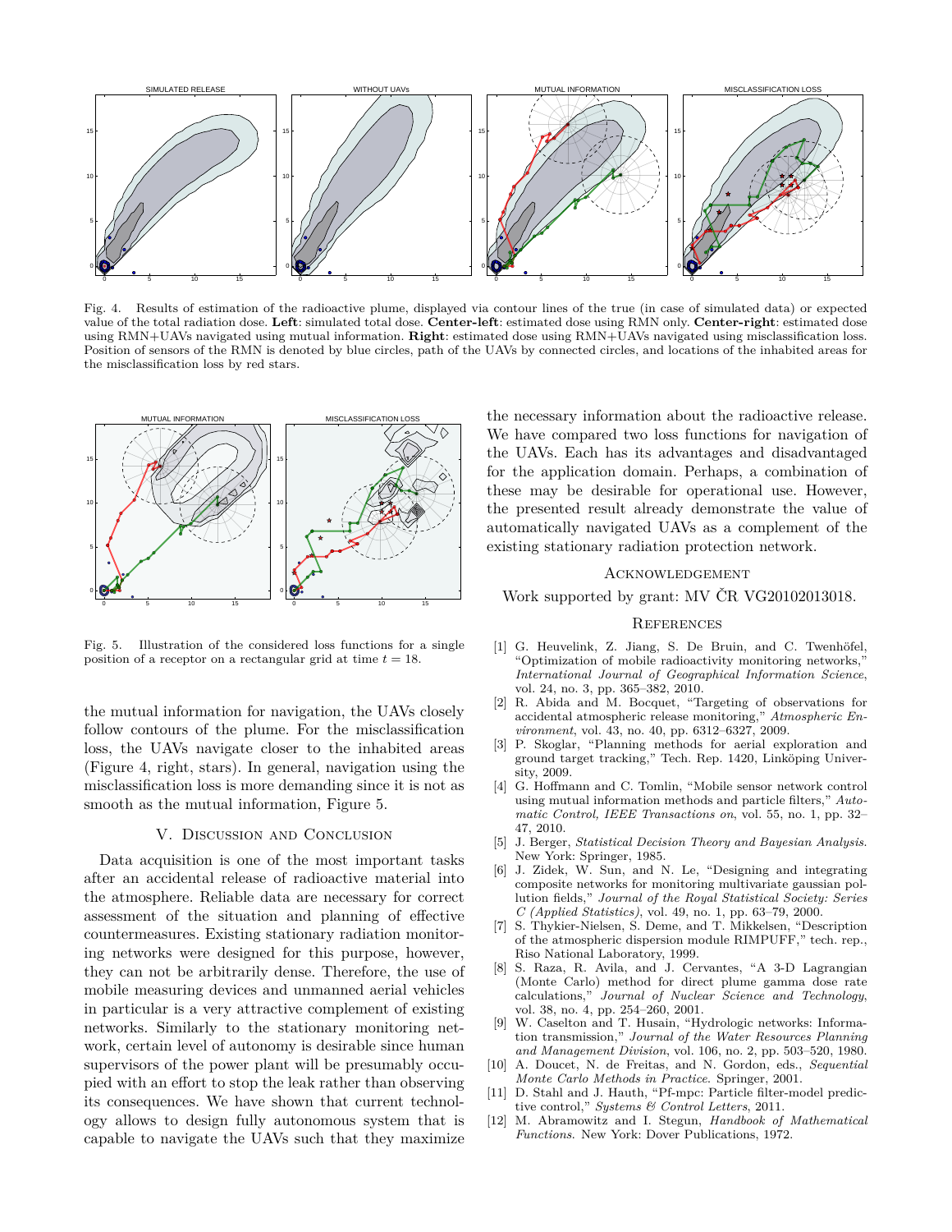SIMULATED RELEASE

WITHOUT UAVs

MUTUAL INFORMATION

MISCLASSIFICATION LOSS

Fig. 4. Results of estimation of the radioactive plume, displayed via contour lines of the true (in case of simulated data) or expected value of the total radiation dose. **Left**: simulated total dose. **Center-left**: estimated dose using RMN only. **Center-right**: estimated dose using RMN+UAVs navigated using mutual information. **Right**: estimated dose using RMN+UAVs navigated using misclassification loss. Position of sensors of the RMN is denoted by blue circles, path of the UAVs by connected circles, and locations of the inhabited areas for the misclassification loss by red stars.

MUTUAL INFORMATION

MISCLASSIFICATION LOSS

Fig. 5. Illustration of the considered loss functions for a single position of a receptor on a rectangular grid at time $t = 18$.

the mutual information for navigation, the UAVs closely follow contours of the plume. For the misclassification loss, the UAVs navigate closer to the inhabited areas (Figure 4, right, stars). In general, navigation using the misclassification loss is more demanding since it is not as smooth as the mutual information, Figure 5.

## V. Discussion and Conclusion

Data acquisition is one of the most important tasks after an accidental release of radioactive material into the atmosphere. Reliable data are necessary for correct assessment of the situation and planning of effective countermeasures. Existing stationary radiation monitoring networks were designed for this purpose, however, they can not be arbitrarily dense. Therefore, the use of mobile measuring devices and unmanned aerial vehicles in particular is a very attractive complement of existing networks. Similarly to the stationary monitoring network, certain level of autonomy is desirable since human supervisors of the power plant will be presumably occupied with an effort to stop the leak rather than observing its consequences. We have shown that current technology allows to design fully autonomous system that is capable to navigate the UAVs such that they maximize the necessary information about the radioactive release. We have compared two loss functions for navigation of the UAVs. Each has its advantages and disadvantaged for the application domain. Perhaps, a combination of these may be desirable for operational use. However, the presented result already demonstrate the value of automatically navigated UAVs as a complement of the existing stationary radiation protection network.

## Acknowledgement

Work supported by grant: MV ČR VG20102013018.

## References

[1] G. Heuvelink, Z. Jiang, S. De Bruin, and C. Twenhöfel, "Optimization of mobile radioactivity monitoring networks," *International Journal of Geographical Information Science*, vol. 24, no. 3, pp. 365–382, 2010.

[2] R. Abida and M. Bocquet, "Targeting of observations for accidental atmospheric release monitoring," *Atmospheric Environment*, vol. 43, no. 40, pp. 6312–6327, 2009.

[3] P. Skoglar, "Planning methods for aerial exploration and ground target tracking," Tech. Rep. 1420, Linköping University, 2009.

[4] G. Hoffmann and C. Tomlin, "Mobile sensor network control using mutual information methods and particle filters," *Automatic Control, IEEE Transactions on*, vol. 55, no. 1, pp. 32–47, 2010.

[5] J. Berger, *Statistical Decision Theory and Bayesian Analysis*. New York: Springer, 1985.

[6] J. Zidek, W. Sun, and N. Le, "Designing and integrating composite networks for monitoring multivariate gaussian pollution fields," *Journal of the Royal Statistical Society: Series C (Applied Statistics)*, vol. 49, no. 1, pp. 63–79, 2000.

[7] S. Thykier-Nielsen, S. Deme, and T. Mikkelsen, "Description of the atmospheric dispersion module RIMPUFF," tech. rep., Riso National Laboratory, 1999.

[8] S. Raza, R. Avila, and J. Cervantes, "A 3-D Lagrangian (Monte Carlo) method for direct plume gamma dose rate calculations," *Journal of Nuclear Science and Technology*, vol. 38, no. 4, pp. 254–260, 2001.

[9] W. Caselton and T. Husain, "Hydrologic networks: Information transmission," *Journal of the Water Resources Planning and Management Division*, vol. 106, no. 2, pp. 503–520, 1980.

[10] A. Doucet, N. de Freitas, and N. Gordon, eds., *Sequential Monte Carlo Methods in Practice*. Springer, 2001.

[11] D. Stahl and J. Hauth, "Pf-mpc: Particle filter-model predictive control," *Systems & Control Letters*, 2011.

[12] M. Abramowitz and I. Stegun, *Handbook of Mathematical Functions*. New York: Dover Publications, 1972.